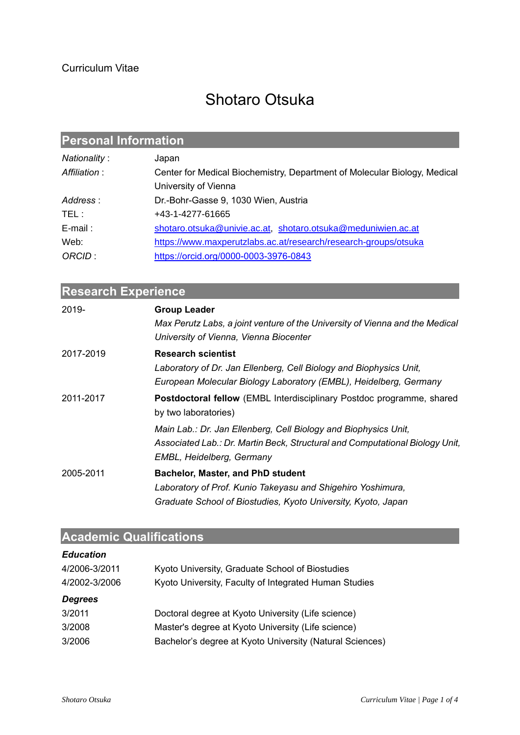Curriculum Vitae

# Shotaro Otsuka

## Personal Information

| | |
|---|---|
| *Nationality* : | Japan |
| *Affiliation* : | Center for Medical Biochemistry, Department of Molecular Biology, Medical University of Vienna |
| *Address* : | Dr.-Bohr-Gasse 9, 1030 Wien, Austria |
| TEL : | +43-1-4277-61665 |
| E-mail : | shotaro.otsuka@univie.ac.at, shotaro.otsuka@meduniwien.ac.at |
| Web: | https://www.maxperutzlabs.ac.at/research/research-groups/otsuka |
| *ORCID* : | https://orcid.org/0000-0003-3976-0843 |

## Research Experience

| | |
|---|---|
| 2019- | **Group Leader**<br>*Max Perutz Labs, a joint venture of the University of Vienna and the Medical University of Vienna, Vienna Biocenter* |
| 2017-2019 | **Research scientist**<br>*Laboratory of Dr. Jan Ellenberg, Cell Biology and Biophysics Unit, European Molecular Biology Laboratory (EMBL), Heidelberg, Germany* |
| 2011-2017 | **Postdoctoral fellow** (EMBL Interdisciplinary Postdoc programme, shared by two laboratories)<br>*Main Lab.: Dr. Jan Ellenberg, Cell Biology and Biophysics Unit, Associated Lab.: Dr. Martin Beck, Structural and Computational Biology Unit, EMBL, Heidelberg, Germany* |
| 2005-2011 | **Bachelor, Master, and PhD student**<br>*Laboratory of Prof. Kunio Takeyasu and Shigehiro Yoshimura, Graduate School of Biostudies, Kyoto University, Kyoto, Japan* |

## Academic Qualifications

***Education***

| | |
|---|---|
| 4/2006-3/2011 | Kyoto University, Graduate School of Biostudies |
| 4/2002-3/2006 | Kyoto University, Faculty of Integrated Human Studies |

***Degrees***

| | |
|---|---|
| 3/2011 | Doctoral degree at Kyoto University (Life science) |
| 3/2008 | Master's degree at Kyoto University (Life science) |
| 3/2006 | Bachelor's degree at Kyoto University (Natural Sciences) |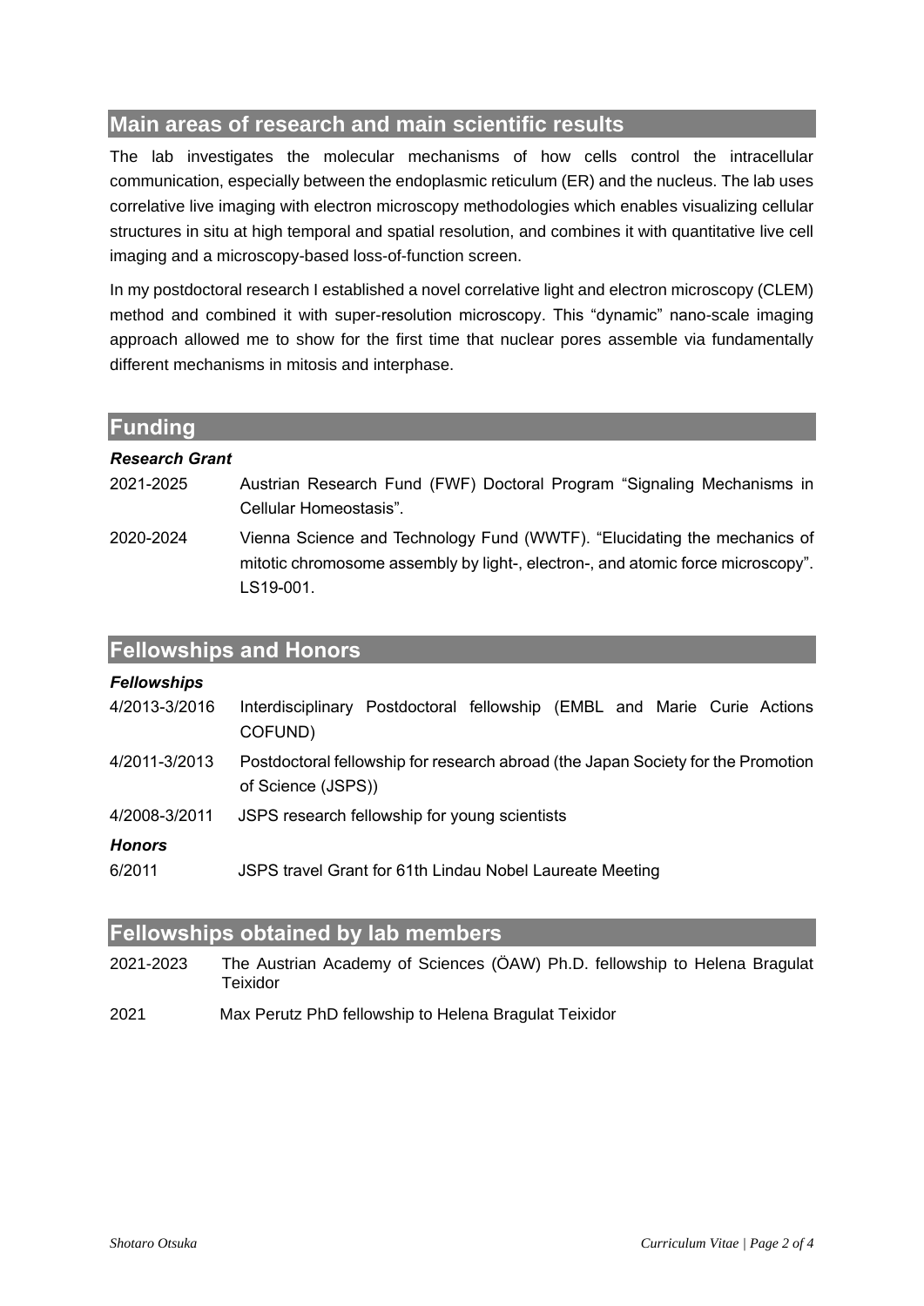## Main areas of research and main scientific results

The lab investigates the molecular mechanisms of how cells control the intracellular communication, especially between the endoplasmic reticulum (ER) and the nucleus. The lab uses correlative live imaging with electron microscopy methodologies which enables visualizing cellular structures in situ at high temporal and spatial resolution, and combines it with quantitative live cell imaging and a microscopy-based loss-of-function screen.

In my postdoctoral research I established a novel correlative light and electron microscopy (CLEM) method and combined it with super-resolution microscopy. This "dynamic" nano-scale imaging approach allowed me to show for the first time that nuclear pores assemble via fundamentally different mechanisms in mitosis and interphase.

## Funding

***Research Grant***

2021-2025 Austrian Research Fund (FWF) Doctoral Program "Signaling Mechanisms in Cellular Homeostasis".

2020-2024 Vienna Science and Technology Fund (WWTF). "Elucidating the mechanics of mitotic chromosome assembly by light-, electron-, and atomic force microscopy". LS19-001.

## Fellowships and Honors

***Fellowships***

4/2013-3/2016 Interdisciplinary Postdoctoral fellowship (EMBL and Marie Curie Actions COFUND)

4/2011-3/2013 Postdoctoral fellowship for research abroad (the Japan Society for the Promotion of Science (JSPS))

4/2008-3/2011 JSPS research fellowship for young scientists

***Honors***

6/2011 JSPS travel Grant for 61th Lindau Nobel Laureate Meeting

## Fellowships obtained by lab members

2021-2023 The Austrian Academy of Sciences (ÖAW) Ph.D. fellowship to Helena Bragulat Teixidor

2021 Max Perutz PhD fellowship to Helena Bragulat Teixidor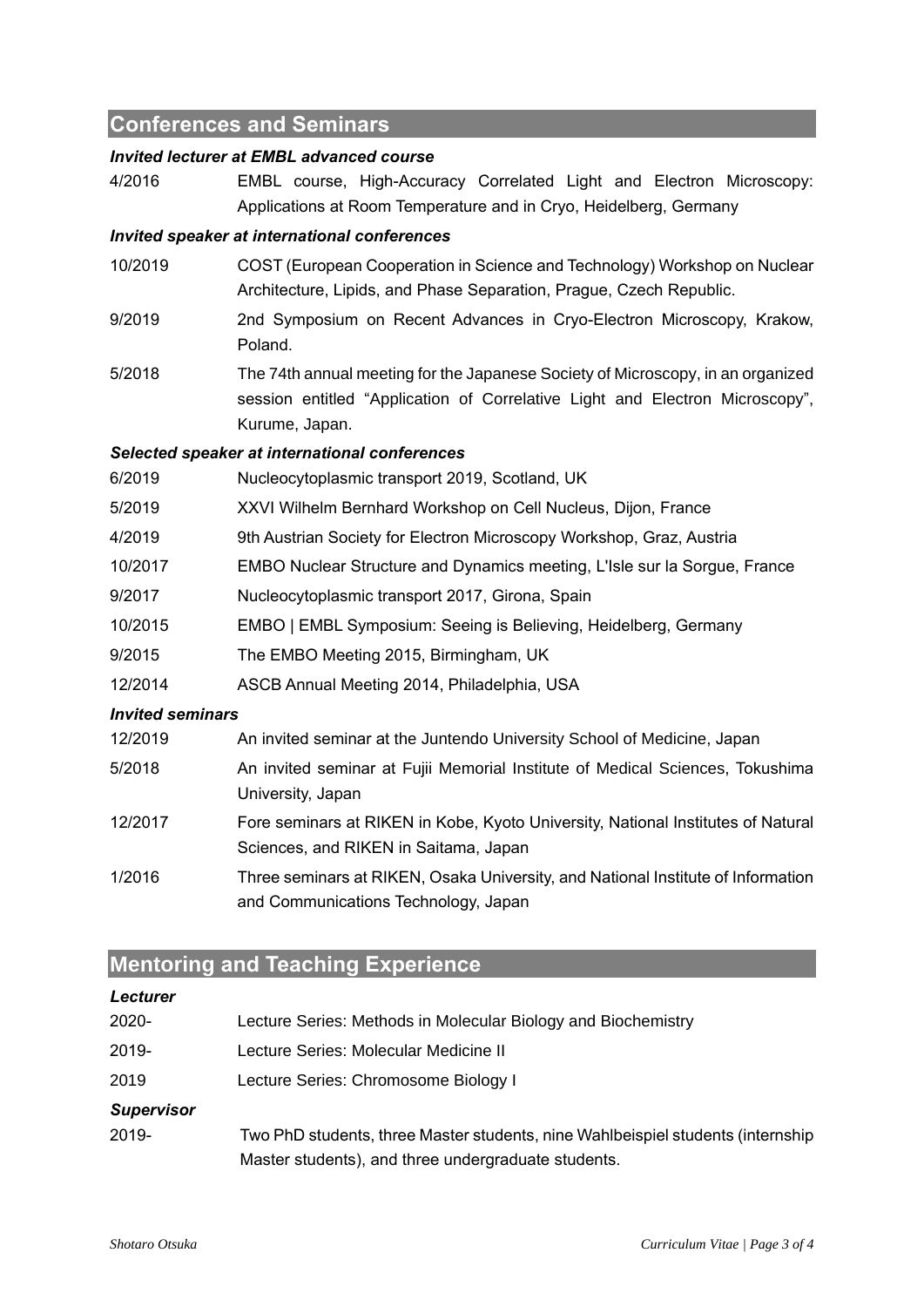## Conferences and Seminars

***Invited lecturer at EMBL advanced course***

4/2016 EMBL course, High-Accuracy Correlated Light and Electron Microscopy: Applications at Room Temperature and in Cryo, Heidelberg, Germany

***Invited speaker at international conferences***

10/2019 COST (European Cooperation in Science and Technology) Workshop on Nuclear Architecture, Lipids, and Phase Separation, Prague, Czech Republic.

9/2019 2nd Symposium on Recent Advances in Cryo-Electron Microscopy, Krakow, Poland.

5/2018 The 74th annual meeting for the Japanese Society of Microscopy, in an organized session entitled "Application of Correlative Light and Electron Microscopy", Kurume, Japan.

***Selected speaker at international conferences***

6/2019 Nucleocytoplasmic transport 2019, Scotland, UK

5/2019 XXVI Wilhelm Bernhard Workshop on Cell Nucleus, Dijon, France

4/2019 9th Austrian Society for Electron Microscopy Workshop, Graz, Austria

10/2017 EMBO Nuclear Structure and Dynamics meeting, L'Isle sur la Sorgue, France

9/2017 Nucleocytoplasmic transport 2017, Girona, Spain

10/2015 EMBO | EMBL Symposium: Seeing is Believing, Heidelberg, Germany

9/2015 The EMBO Meeting 2015, Birmingham, UK

12/2014 ASCB Annual Meeting 2014, Philadelphia, USA

***Invited seminars***

12/2019 An invited seminar at the Juntendo University School of Medicine, Japan

5/2018 An invited seminar at Fujii Memorial Institute of Medical Sciences, Tokushima University, Japan

12/2017 Fore seminars at RIKEN in Kobe, Kyoto University, National Institutes of Natural Sciences, and RIKEN in Saitama, Japan

1/2016 Three seminars at RIKEN, Osaka University, and National Institute of Information and Communications Technology, Japan

## Mentoring and Teaching Experience

***Lecturer***

2020- Lecture Series: Methods in Molecular Biology and Biochemistry

2019- Lecture Series: Molecular Medicine II

2019 Lecture Series: Chromosome Biology I

***Supervisor***

2019- Two PhD students, three Master students, nine Wahlbeispiel students (internship Master students), and three undergraduate students.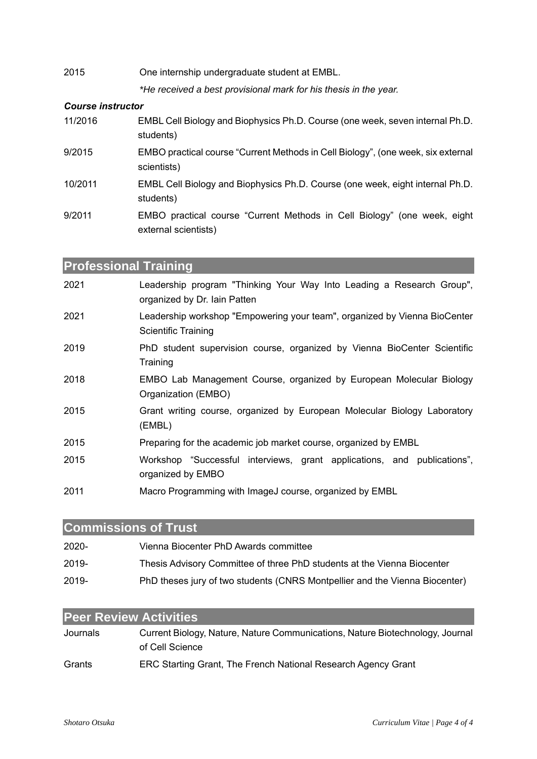2015 One internship undergraduate student at EMBL.

*\*He received a best provisional mark for his thesis in the year.*

***Course instructor***

11/2016 EMBL Cell Biology and Biophysics Ph.D. Course (one week, seven internal Ph.D. students)

9/2015 EMBO practical course "Current Methods in Cell Biology", (one week, six external scientists)

10/2011 EMBL Cell Biology and Biophysics Ph.D. Course (one week, eight internal Ph.D. students)

9/2011 EMBO practical course "Current Methods in Cell Biology" (one week, eight external scientists)

## Professional Training

2021 Leadership program "Thinking Your Way Into Leading a Research Group", organized by Dr. Iain Patten

2021 Leadership workshop "Empowering your team", organized by Vienna BioCenter Scientific Training

2019 PhD student supervision course, organized by Vienna BioCenter Scientific Training

2018 EMBO Lab Management Course, organized by European Molecular Biology Organization (EMBO)

2015 Grant writing course, organized by European Molecular Biology Laboratory (EMBL)

2015 Preparing for the academic job market course, organized by EMBL

2015 Workshop "Successful interviews, grant applications, and publications", organized by EMBO

2011 Macro Programming with ImageJ course, organized by EMBL

## Commissions of Trust

2020- Vienna Biocenter PhD Awards committee

2019- Thesis Advisory Committee of three PhD students at the Vienna Biocenter

2019- PhD theses jury of two students (CNRS Montpellier and the Vienna Biocenter)

## Peer Review Activities

Journals Current Biology, Nature, Nature Communications, Nature Biotechnology, Journal of Cell Science

Grants ERC Starting Grant, The French National Research Agency Grant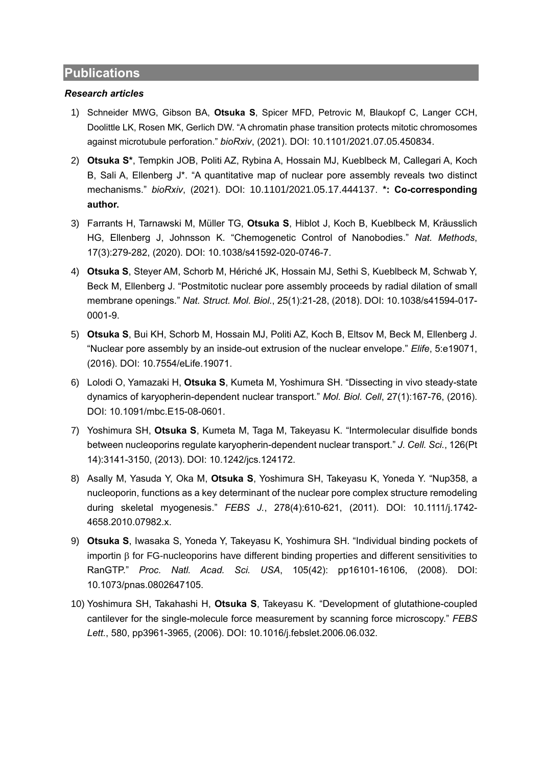## Publications

***Research articles***

1) Schneider MWG, Gibson BA, **Otsuka S**, Spicer MFD, Petrovic M, Blaukopf C, Langer CCH, Doolittle LK, Rosen MK, Gerlich DW. “A chromatin phase transition protects mitotic chromosomes against microtubule perforation.” *bioRxiv*, (2021). DOI: 10.1101/2021.07.05.450834.
2) **Otsuka S***, Tempkin JOB, Politi AZ, Rybina A, Hossain MJ, Kueblbeck M, Callegari A, Koch B, Sali A, Ellenberg J*. “A quantitative map of nuclear pore assembly reveals two distinct mechanisms.” *bioRxiv*, (2021). DOI: 10.1101/2021.05.17.444137. ***: Co-corresponding author.**
3) Farrants H, Tarnawski M, Müller TG, **Otsuka S**, Hiblot J, Koch B, Kueblbeck M, Kräusslich HG, Ellenberg J, Johnsson K. “Chemogenetic Control of Nanobodies.” *Nat. Methods*, 17(3):279-282, (2020). DOI: 10.1038/s41592-020-0746-7.
4) **Otsuka S**, Steyer AM, Schorb M, Hériché JK, Hossain MJ, Sethi S, Kueblbeck M, Schwab Y, Beck M, Ellenberg J. “Postmitotic nuclear pore assembly proceeds by radial dilation of small membrane openings.” *Nat. Struct. Mol. Biol.*, 25(1):21-28, (2018). DOI: 10.1038/s41594-017-0001-9.
5) **Otsuka S**, Bui KH, Schorb M, Hossain MJ, Politi AZ, Koch B, Eltsov M, Beck M, Ellenberg J. “Nuclear pore assembly by an inside-out extrusion of the nuclear envelope.” *Elife*, 5:e19071, (2016). DOI: 10.7554/eLife.19071.
6) Lolodi O, Yamazaki H, **Otsuka S**, Kumeta M, Yoshimura SH. “Dissecting in vivo steady-state dynamics of karyopherin-dependent nuclear transport.” *Mol. Biol. Cell*, 27(1):167-76, (2016). DOI: 10.1091/mbc.E15-08-0601.
7) Yoshimura SH, **Otsuka S**, Kumeta M, Taga M, Takeyasu K. “Intermolecular disulfide bonds between nucleoporins regulate karyopherin-dependent nuclear transport.” *J. Cell. Sci.*, 126(Pt 14):3141-3150, (2013). DOI: 10.1242/jcs.124172.
8) Asally M, Yasuda Y, Oka M, **Otsuka S**, Yoshimura SH, Takeyasu K, Yoneda Y. “Nup358, a nucleoporin, functions as a key determinant of the nuclear pore complex structure remodeling during skeletal myogenesis.” *FEBS J.*, 278(4):610-621, (2011). DOI: 10.1111/j.1742-4658.2010.07982.x.
9) **Otsuka S**, Iwasaka S, Yoneda Y, Takeyasu K, Yoshimura SH. “Individual binding pockets of importin $\beta$ for FG-nucleoporins have different binding properties and different sensitivities to RanGTP.” *Proc. Natl. Acad. Sci. USA*, 105(42): pp16101-16106, (2008). DOI: 10.1073/pnas.0802647105.
10) Yoshimura SH, Takahashi H, **Otsuka S**, Takeyasu K. “Development of glutathione-coupled cantilever for the single-molecule force measurement by scanning force microscopy.” *FEBS Lett.*, 580, pp3961-3965, (2006). DOI: 10.1016/j.febslet.2006.06.032.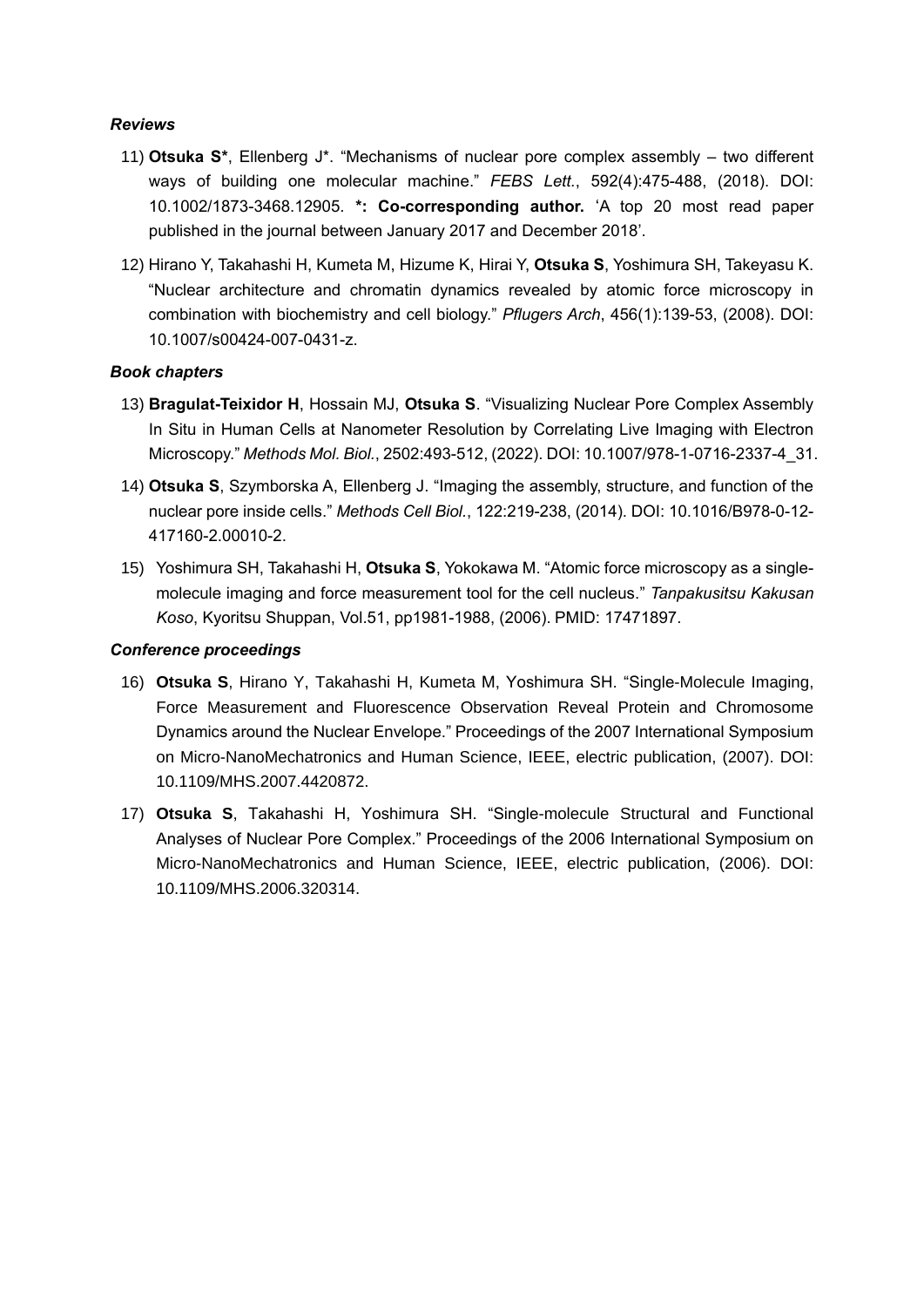### *Reviews*

11) **Otsuka S***, Ellenberg J*. "Mechanisms of nuclear pore complex assembly – two different ways of building one molecular machine." *FEBS Lett.*, 592(4):475-488, (2018). DOI: 10.1002/1873-3468.12905. ***: Co-corresponding author.** 'A top 20 most read paper published in the journal between January 2017 and December 2018'.

12) Hirano Y, Takahashi H, Kumeta M, Hizume K, Hirai Y, **Otsuka S**, Yoshimura SH, Takeyasu K. "Nuclear architecture and chromatin dynamics revealed by atomic force microscopy in combination with biochemistry and cell biology." *Pflugers Arch*, 456(1):139-53, (2008). DOI: 10.1007/s00424-007-0431-z.

### *Book chapters*

13) **Bragulat-Teixidor H**, Hossain MJ, **Otsuka S**. "Visualizing Nuclear Pore Complex Assembly In Situ in Human Cells at Nanometer Resolution by Correlating Live Imaging with Electron Microscopy." *Methods Mol. Biol.*, 2502:493-512, (2022). DOI: 10.1007/978-1-0716-2337-4_31.

14) **Otsuka S**, Szymborska A, Ellenberg J. "Imaging the assembly, structure, and function of the nuclear pore inside cells." *Methods Cell Biol.*, 122:219-238, (2014). DOI: 10.1016/B978-0-12-417160-2.00010-2.

15) Yoshimura SH, Takahashi H, **Otsuka S**, Yokokawa M. "Atomic force microscopy as a single-molecule imaging and force measurement tool for the cell nucleus." *Tanpakusitsu Kakusan Koso*, Kyoritsu Shuppan, Vol.51, pp1981-1988, (2006). PMID: 17471897.

### *Conference proceedings*

16) **Otsuka S**, Hirano Y, Takahashi H, Kumeta M, Yoshimura SH. "Single-Molecule Imaging, Force Measurement and Fluorescence Observation Reveal Protein and Chromosome Dynamics around the Nuclear Envelope." Proceedings of the 2007 International Symposium on Micro-NanoMechatronics and Human Science, IEEE, electric publication, (2007). DOI: 10.1109/MHS.2007.4420872.

17) **Otsuka S**, Takahashi H, Yoshimura SH. "Single-molecule Structural and Functional Analyses of Nuclear Pore Complex." Proceedings of the 2006 International Symposium on Micro-NanoMechatronics and Human Science, IEEE, electric publication, (2006). DOI: 10.1109/MHS.2006.320314.